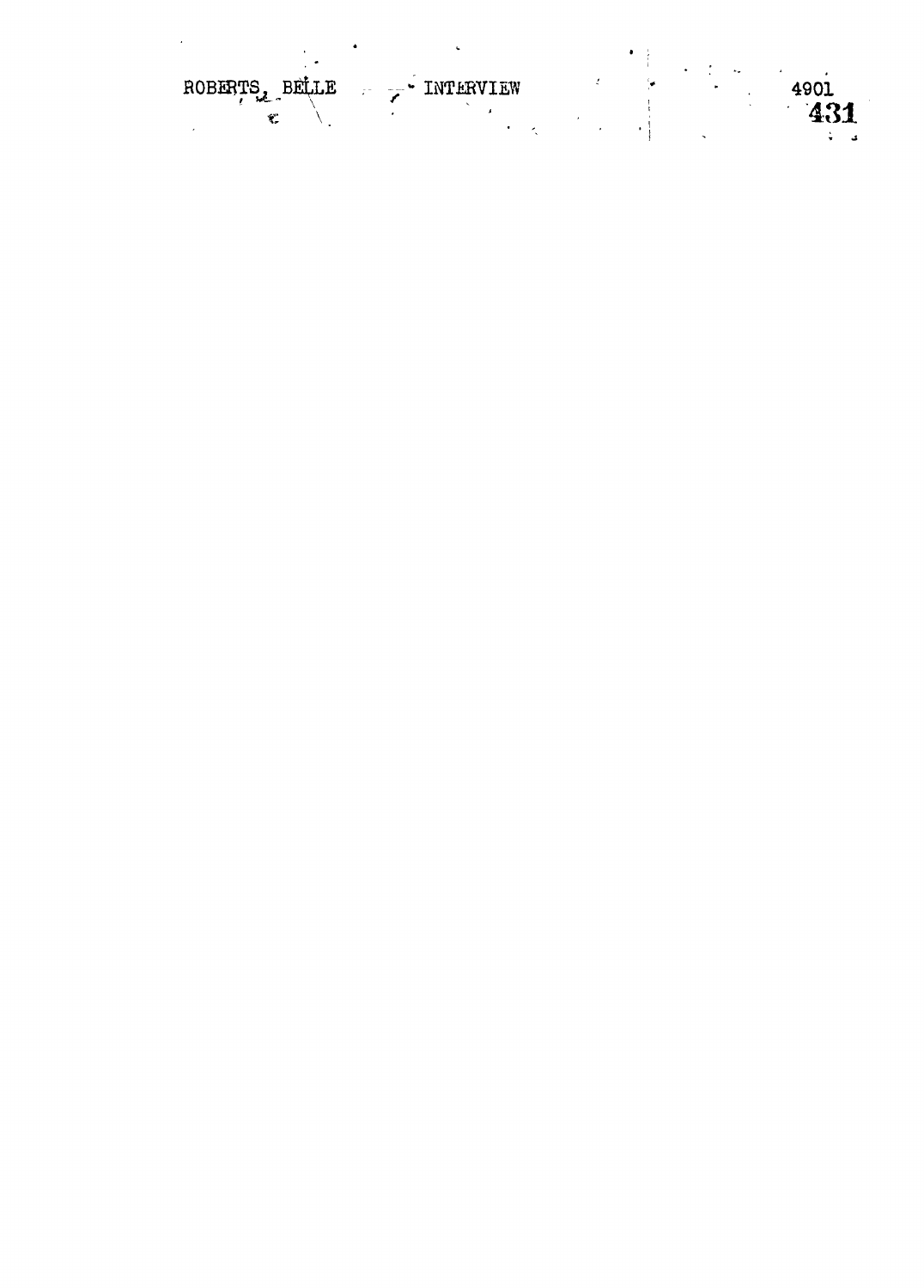ROBERTS, BELLE INTERVIEW 4901

431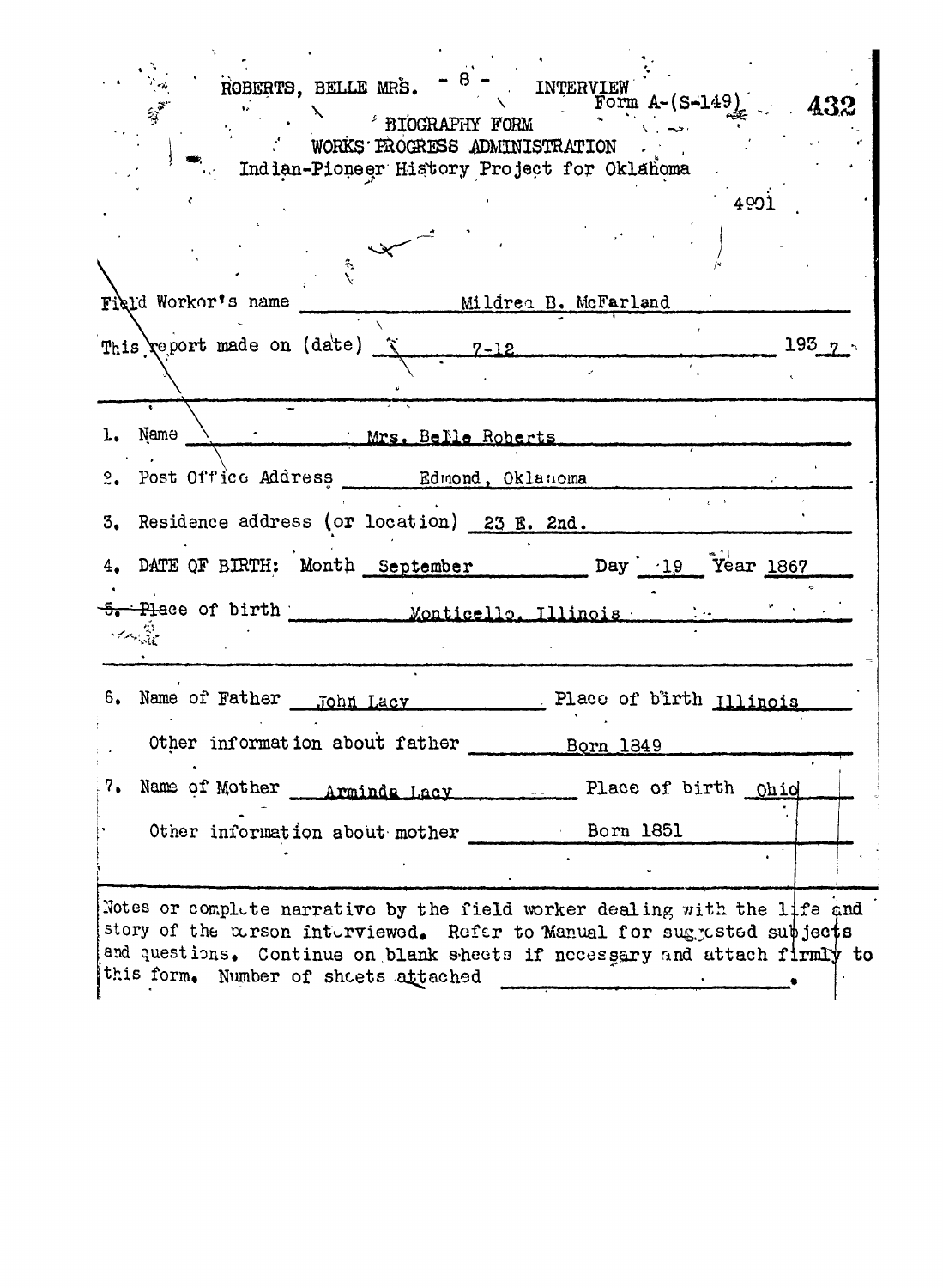ROBERTS, BELLE MRS. INTERVIEW

Form A-(S-149)

BIOGRAPHY FORM
WORKS PROGRESS ADMINISTRATION
Indian-Pioneer History Project for Oklahoma

4901

Field Worker's name Mildred B. McFarland

This report made on (date) 7-12 1937

1. Name Mrs. Belle Roberts

2. Post Office Address Edmond, Oklahoma

3. Residence address (or location) 23 E. 2nd.

4. DATE OF BIRTH: Month September Day 19 Year 1867

5. Place of birth Monticello, Illinois

6. Name of Father John Lacy Place of birth Illinois

Other information about father Born 1849

7. Name of Mother Arminda Lacy Place of birth Ohio

Other information about mother Born 1851

Notes or complete narrative by the field worker dealing with the life and story of the person interviewed. Refer to Manual for suggested subjects and questions. Continue on blank sheets if necessary and attach firmly to this form. Number of sheets attached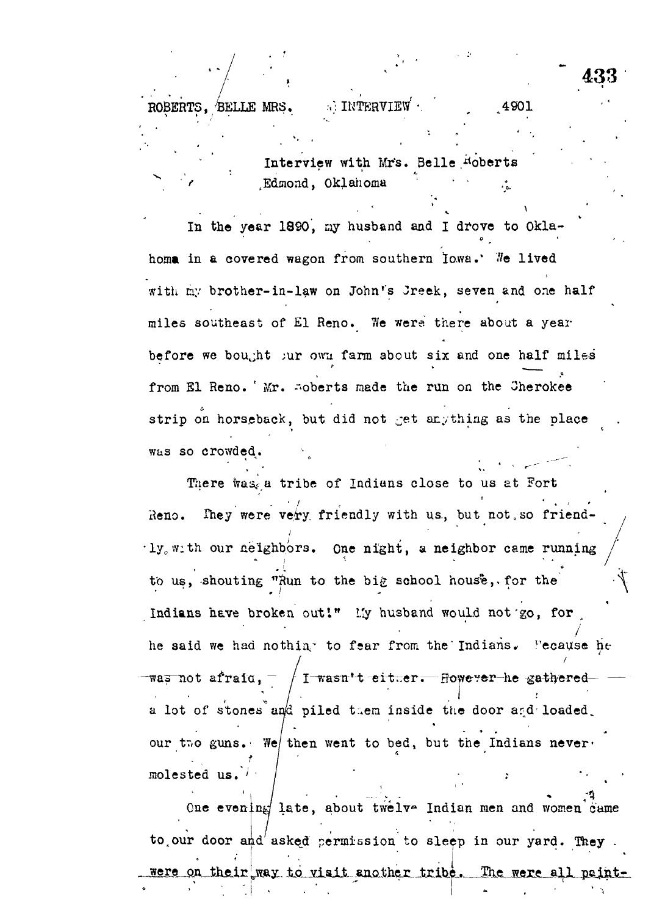Interview with Mrs. Belle Roberts
Edmond, Oklahoma

In the year 1890, my husband and I drove to Oklahoma in a covered wagon from southern Iowa. We lived with my brother-in-law on John's Creek, seven and one half miles southeast of El Reno. We were there about a year before we bought our own farm about six and one half miles from El Reno. Mr. Roberts made the run on the Cherokee strip on horseback, but did not get anything as the place was so crowded.

There was a tribe of Indians close to us at Fort Reno. They were very friendly with us, but not so friendly with our neighbors. One night, a neighbor came running to us, shouting "Run to the big school house, for the Indians have broken out!" My husband would not go, for he said we had nothing to fear from the Indians. Because he ~~was not afraid, I wasn't either. However he gathered~~ a lot of stones and piled them inside the door and loaded our two guns. We then went to bed, but the Indians never molested us.

One evening late, about twelve Indian men and women came to our door and asked permission to sleep in our yard. They were on their way to visit another tribe. The were all paint-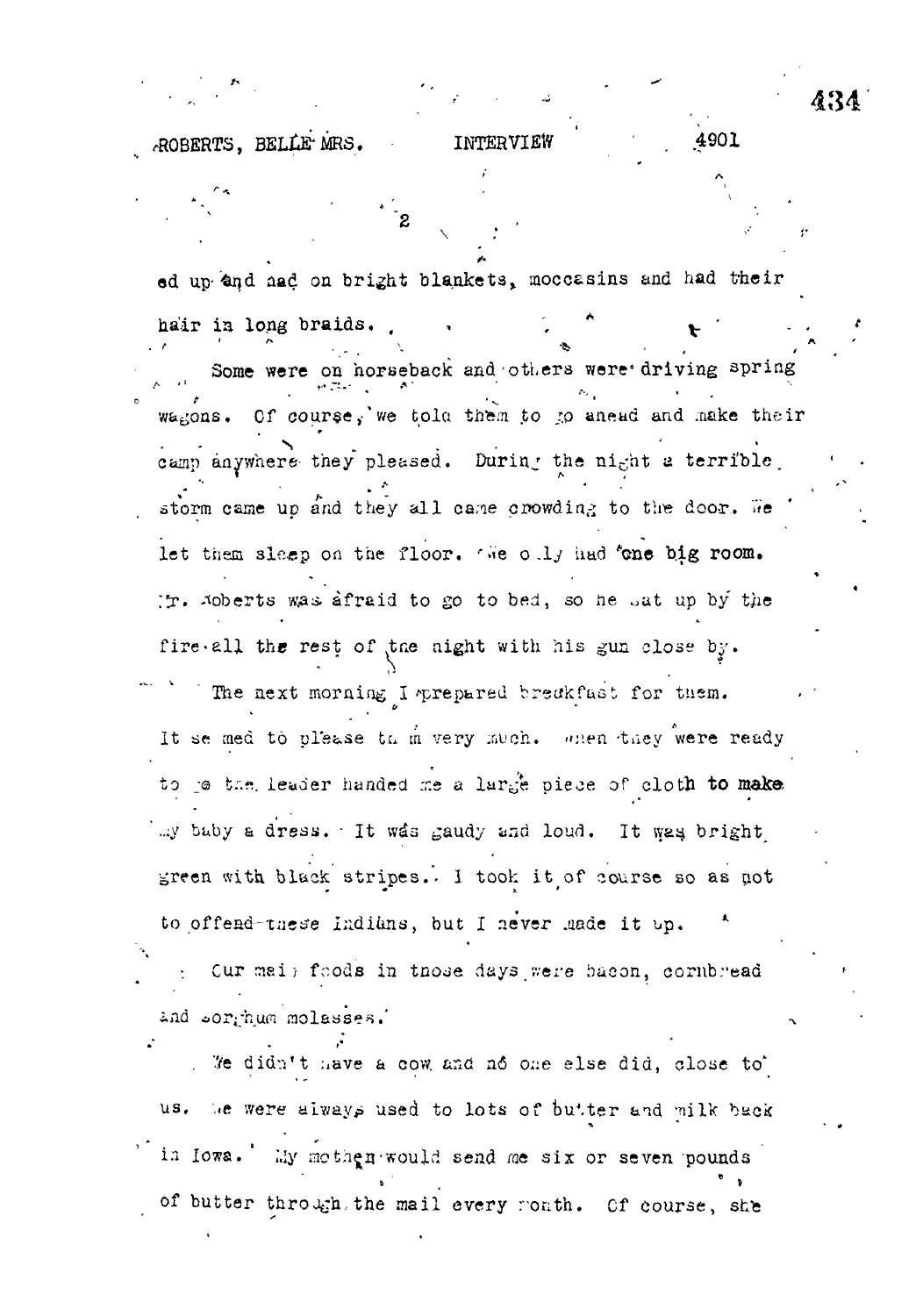ed up and had on bright blankets, moccasins and had their hair in long braids.

Some were on horseback and others were driving spring wagons. Of course, we told them to go ahead and make their camp anywhere they pleased. During the night a terrible storm came up and they all came crowding to the door. We let them sleep on the floor. We only had one big room. Mr. Roberts was afraid to go to bed, so he sat up by the fire all the rest of the night with his gun close by.

The next morning I prepared breakfast for them. It seemed to please them very much. When they were ready to go the leader handed me a large piece of cloth to make my baby a dress. It was gaudy and loud. It was bright green with black stripes. I took it of course so as not to offend these Indians, but I never made it up.

Our main foods in those days were bacon, cornbread and sorghum molasses.

We didn't have a cow and no one else did, close to us. We were always used to lots of butter and milk back in Iowa. My mother would send me six or seven pounds of butter through the mail every month. Of course, she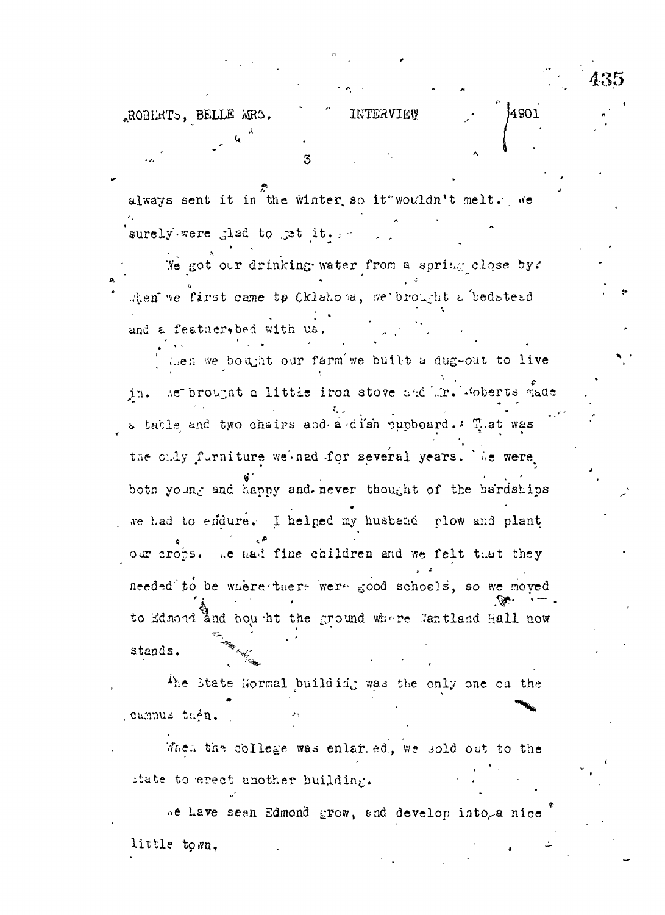always sent it in the winter so it wouldn't melt. We surely were glad to get it.

We got our drinking water from a spring close by. When we first came to Oklahoma, we brought a bedstead and a feather bed with us.

When we bought our farm we built a dug-out to live in. We brought a little iron stove and Mr. Roberts made a table and two chairs and a dish cupboard. That was the only furniture we had for several years. We were both young and happy and never thought of the hardships we had to endure. I helped my husband plow and plant our crops. We had fine children and we felt that they needed to be where there were good schools, so we moved to Edmond and bought the ground where Wantland Hall now stands.

The State Normal building was the only one on the campus then.

When the college was enlarged, we sold out to the state to erect another building.

We have seen Edmond grow, and develop into a nice little town.